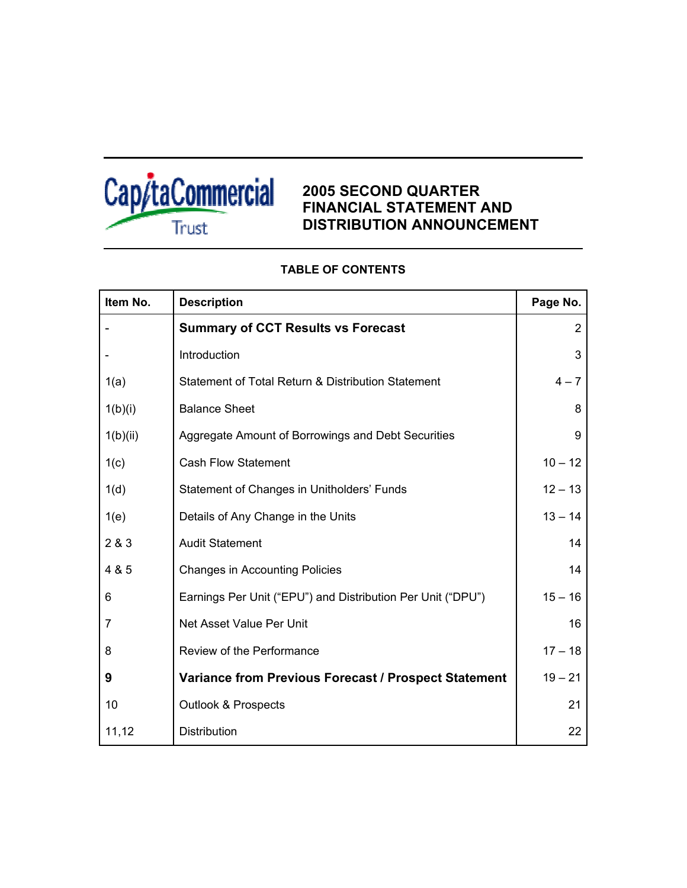CapitaCommercial Trust

# 2005 SECOND QUARTER FINANCIAL STATEMENT AND DISTRIBUTION ANNOUNCEMENT

**TABLE OF CONTENTS**

| Item No. | Description | Page No. |
|---|---|---|
| - | **Summary of CCT Results vs Forecast** | 2 |
| - | Introduction | 3 |
| 1(a) | Statement of Total Return & Distribution Statement | 4 – 7 |
| 1(b)(i) | Balance Sheet | 8 |
| 1(b)(ii) | Aggregate Amount of Borrowings and Debt Securities | 9 |
| 1(c) | Cash Flow Statement | 10 – 12 |
| 1(d) | Statement of Changes in Unitholders' Funds | 12 – 13 |
| 1(e) | Details of Any Change in the Units | 13 – 14 |
| 2 & 3 | Audit Statement | 14 |
| 4 & 5 | Changes in Accounting Policies | 14 |
| 6 | Earnings Per Unit ("EPU") and Distribution Per Unit ("DPU") | 15 – 16 |
| 7 | Net Asset Value Per Unit | 16 |
| 8 | Review of the Performance | 17 – 18 |
| **9** | **Variance from Previous Forecast / Prospect Statement** | 19 – 21 |
| 10 | Outlook & Prospects | 21 |
| 11,12 | Distribution | 22 |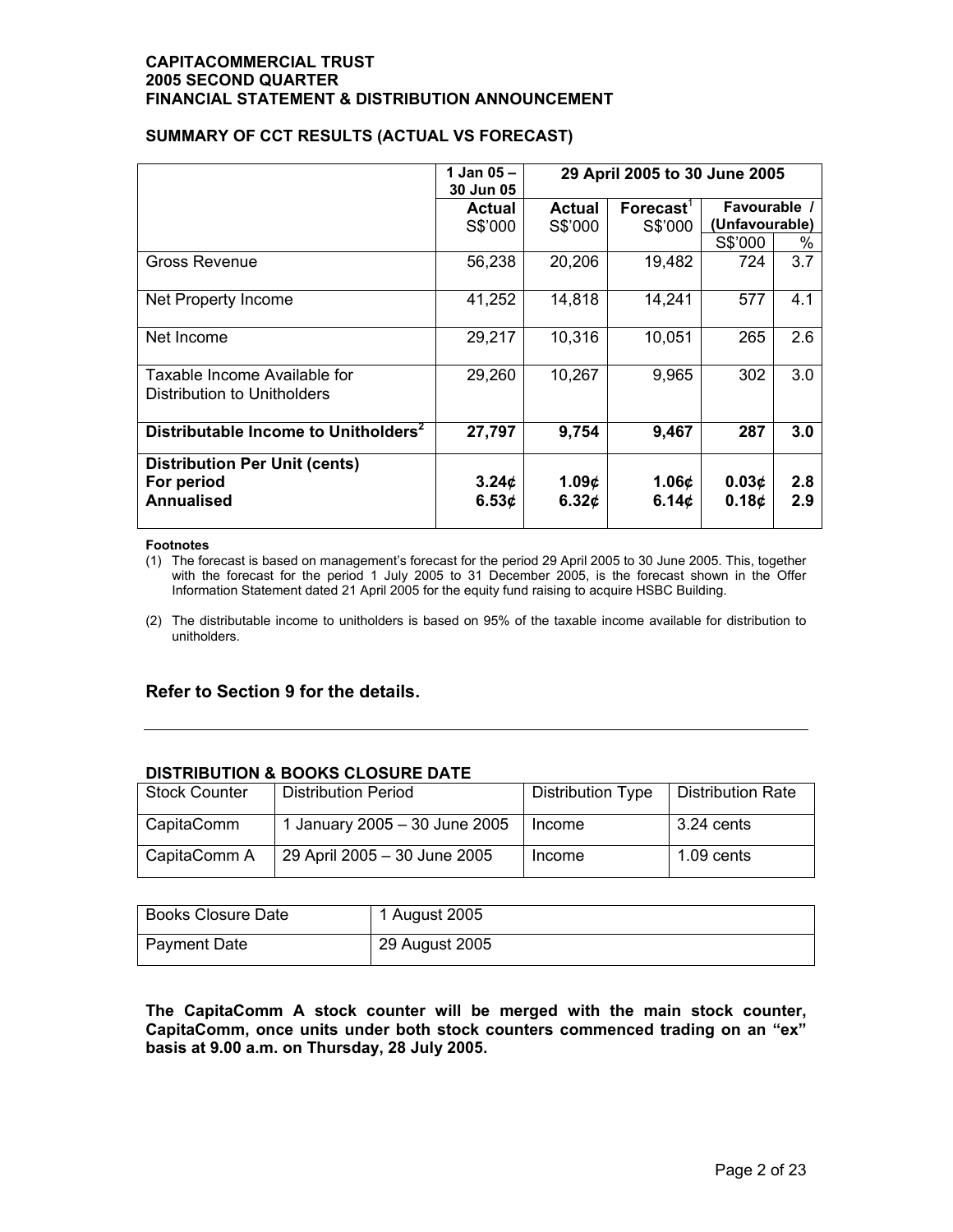**CAPITACOMMERCIAL TRUST**
**2005 SECOND QUARTER**
**FINANCIAL STATEMENT & DISTRIBUTION ANNOUNCEMENT**

**SUMMARY OF CCT RESULTS (ACTUAL VS FORECAST)**

| | 1 Jan 05 – 30 Jun 05 | 29 April 2005 to 30 June 2005 | | | |
|---|---|---|---|---|---|
| | Actual S$'000 | Actual S$'000 | Forecast[1] S$'000 | Favourable / (Unfavourable) | |
| | | | | S$'000 | % |
| Gross Revenue | 56,238 | 20,206 | 19,482 | 724 | 3.7 |
| Net Property Income | 41,252 | 14,818 | 14,241 | 577 | 4.1 |
| Net Income | 29,217 | 10,316 | 10,051 | 265 | 2.6 |
| Taxable Income Available for Distribution to Unitholders | 29,260 | 10,267 | 9,965 | 302 | 3.0 |
| **Distributable Income to Unitholders[2]** | **27,797** | **9,754** | **9,467** | **287** | **3.0** |
| **Distribution Per Unit (cents)** | | | | | |
| **For period** | **3.24¢** | **1.09¢** | **1.06¢** | **0.03¢** | **2.8** |
| **Annualised** | **6.53¢** | **6.32¢** | **6.14¢** | **0.18¢** | **2.9** |

**Footnotes**

(1) The forecast is based on management's forecast for the period 29 April 2005 to 30 June 2005. This, together with the forecast for the period 1 July 2005 to 31 December 2005, is the forecast shown in the Offer Information Statement dated 21 April 2005 for the equity fund raising to acquire HSBC Building.

(2) The distributable income to unitholders is based on 95% of the taxable income available for distribution to unitholders.

**Refer to Section 9 for the details.**

---

**DISTRIBUTION & BOOKS CLOSURE DATE**

| Stock Counter | Distribution Period | Distribution Type | Distribution Rate |
|---|---|---|---|
| CapitaComm | 1 January 2005 – 30 June 2005 | Income | 3.24 cents |
| CapitaComm A | 29 April 2005 – 30 June 2005 | Income | 1.09 cents |

| Books Closure Date | 1 August 2005 |
|---|---|
| Payment Date | 29 August 2005 |

**The CapitaComm A stock counter will be merged with the main stock counter, CapitaComm, once units under both stock counters commenced trading on an "ex" basis at 9.00 a.m. on Thursday, 28 July 2005.**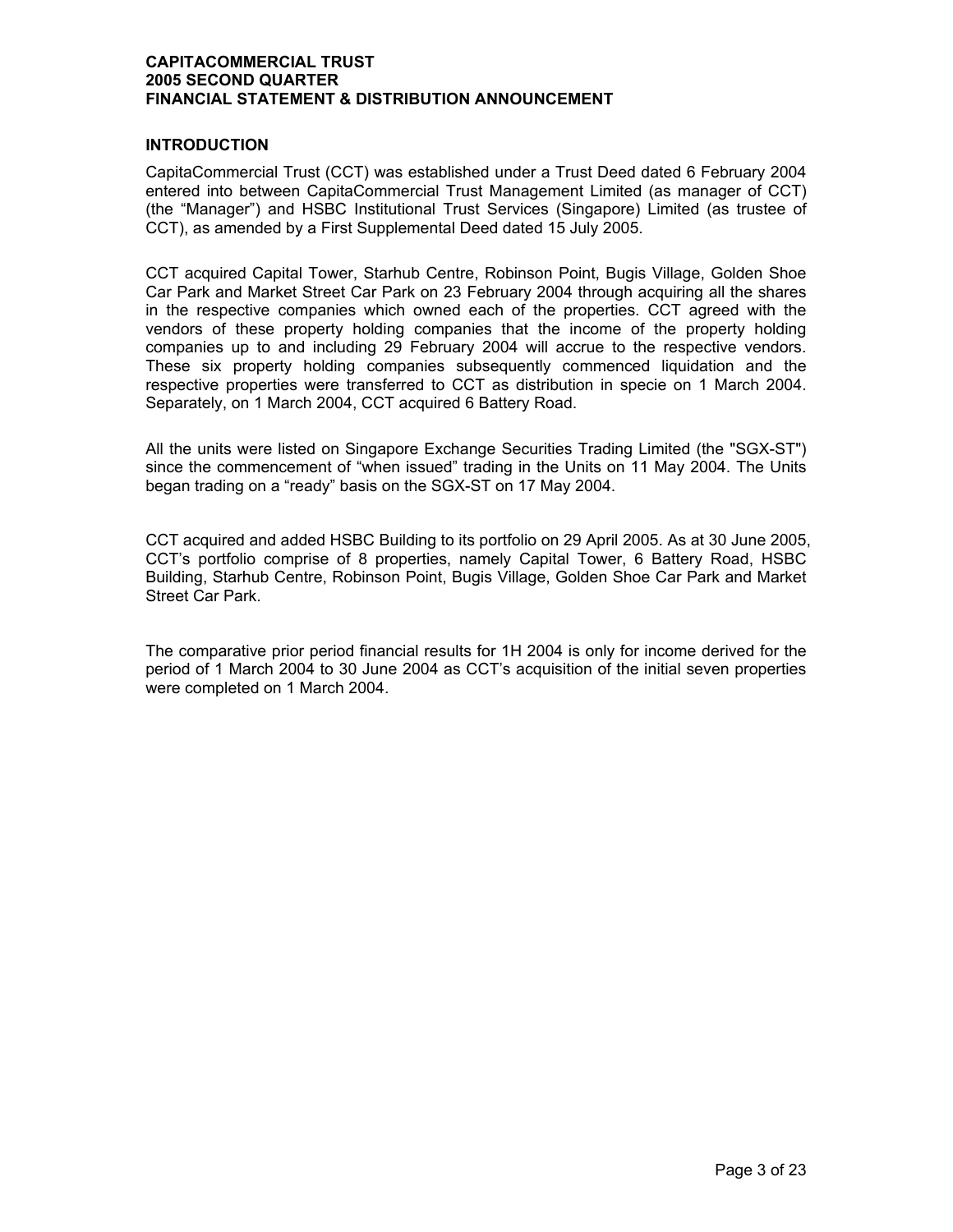## INTRODUCTION

CapitaCommercial Trust (CCT) was established under a Trust Deed dated 6 February 2004 entered into between CapitaCommercial Trust Management Limited (as manager of CCT) (the "Manager") and HSBC Institutional Trust Services (Singapore) Limited (as trustee of CCT), as amended by a First Supplemental Deed dated 15 July 2005.

CCT acquired Capital Tower, Starhub Centre, Robinson Point, Bugis Village, Golden Shoe Car Park and Market Street Car Park on 23 February 2004 through acquiring all the shares in the respective companies which owned each of the properties. CCT agreed with the vendors of these property holding companies that the income of the property holding companies up to and including 29 February 2004 will accrue to the respective vendors. These six property holding companies subsequently commenced liquidation and the respective properties were transferred to CCT as distribution in specie on 1 March 2004. Separately, on 1 March 2004, CCT acquired 6 Battery Road.

All the units were listed on Singapore Exchange Securities Trading Limited (the "SGX-ST") since the commencement of "when issued" trading in the Units on 11 May 2004. The Units began trading on a "ready" basis on the SGX-ST on 17 May 2004.

CCT acquired and added HSBC Building to its portfolio on 29 April 2005. As at 30 June 2005, CCT's portfolio comprise of 8 properties, namely Capital Tower, 6 Battery Road, HSBC Building, Starhub Centre, Robinson Point, Bugis Village, Golden Shoe Car Park and Market Street Car Park.

The comparative prior period financial results for 1H 2004 is only for income derived for the period of 1 March 2004 to 30 June 2004 as CCT's acquisition of the initial seven properties were completed on 1 March 2004.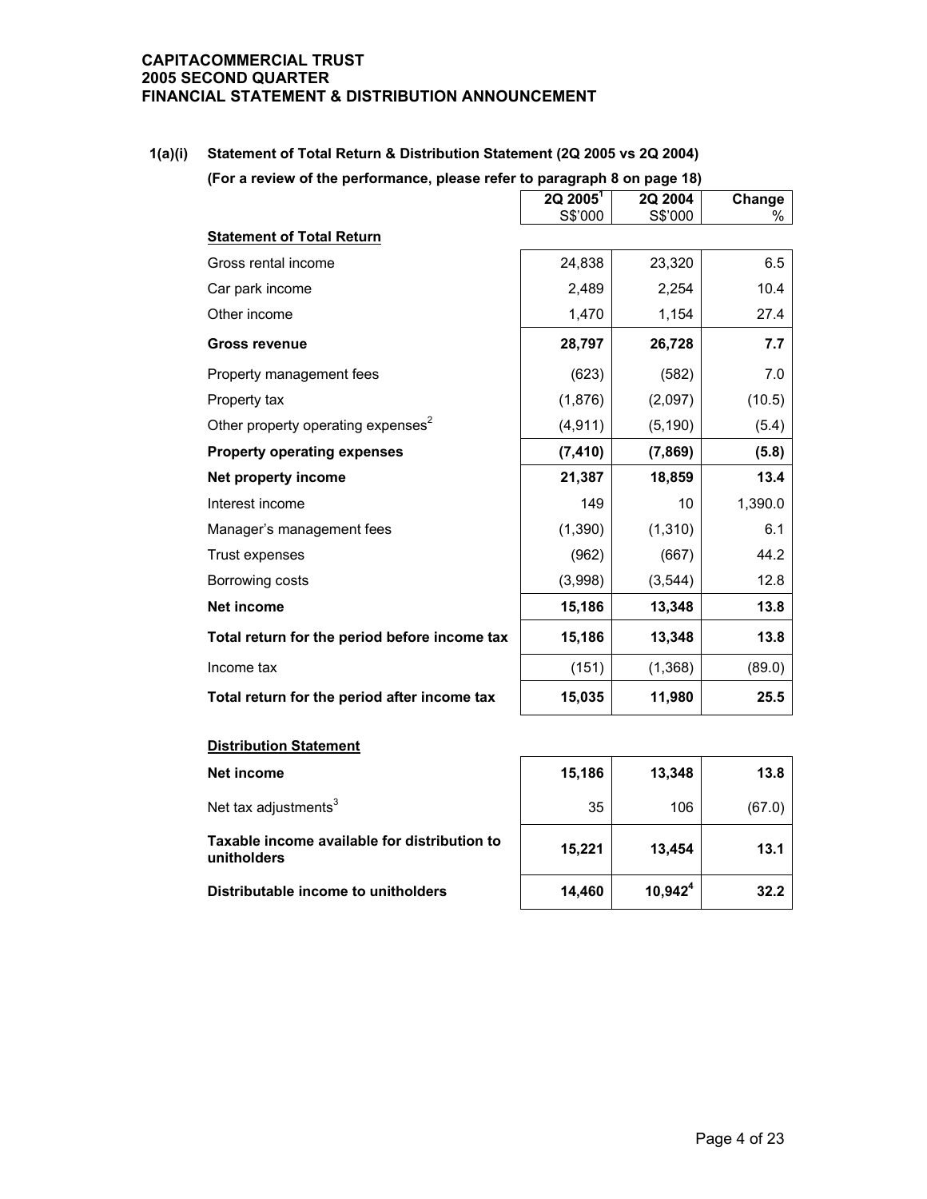**CAPITACOMMERCIAL TRUST**
**2005 SECOND QUARTER**
**FINANCIAL STATEMENT & DISTRIBUTION ANNOUNCEMENT**

### 1(a)(i) Statement of Total Return & Distribution Statement (2Q 2005 vs 2Q 2004)

**(For a review of the performance, please refer to paragraph 8 on page 18)**

| | 2Q 2005[1] S$'000 | 2Q 2004 S$'000 | Change % |
|---|---|---|---|
| **Statement of Total Return** | | | |
| Gross rental income | 24,838 | 23,320 | 6.5 |
| Car park income | 2,489 | 2,254 | 10.4 |
| Other income | 1,470 | 1,154 | 27.4 |
| **Gross revenue** | **28,797** | **26,728** | **7.7** |
| Property management fees | (623) | (582) | 7.0 |
| Property tax | (1,876) | (2,097) | (10.5) |
| Other property operating expenses[2] | (4,911) | (5,190) | (5.4) |
| **Property operating expenses** | **(7,410)** | **(7,869)** | **(5.8)** |
| **Net property income** | **21,387** | **18,859** | **13.4** |
| Interest income | 149 | 10 | 1,390.0 |
| Manager's management fees | (1,390) | (1,310) | 6.1 |
| Trust expenses | (962) | (667) | 44.2 |
| Borrowing costs | (3,998) | (3,544) | 12.8 |
| **Net income** | **15,186** | **13,348** | **13.8** |
| **Total return for the period before income tax** | **15,186** | **13,348** | **13.8** |
| Income tax | (151) | (1,368) | (89.0) |
| **Total return for the period after income tax** | **15,035** | **11,980** | **25.5** |

| | 2Q 2005[1] S$'000 | 2Q 2004 S$'000 | Change % |
|---|---|---|---|
| **Distribution Statement** | | | |
| **Net income** | **15,186** | **13,348** | **13.8** |
| Net tax adjustments[3] | 35 | 106 | (67.0) |
| **Taxable income available for distribution to unitholders** | **15,221** | **13,454** | **13.1** |
| **Distributable income to unitholders** | **14,460** | **10,942[4]** | **32.2** |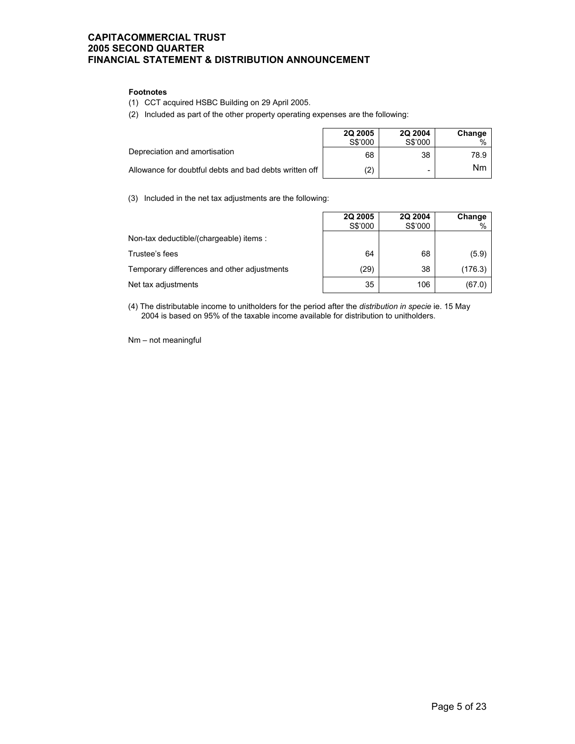**Footnotes**

(1) CCT acquired HSBC Building on 29 April 2005.

(2) Included as part of the other property operating expenses are the following:

| | 2Q 2005 S$'000 | 2Q 2004 S$'000 | Change % |
|---|---|---|---|
| Depreciation and amortisation | 68 | 38 | 78.9 |
| Allowance for doubtful debts and bad debts written off | (2) | - | Nm |

(3) Included in the net tax adjustments are the following:

| | 2Q 2005 S$'000 | 2Q 2004 S$'000 | Change % |
|---|---|---|---|
| Non-tax deductible/(chargeable) items : | | | |
| Trustee's fees | 64 | 68 | (5.9) |
| Temporary differences and other adjustments | (29) | 38 | (176.3) |
| Net tax adjustments | 35 | 106 | (67.0) |

(4) The distributable income to unitholders for the period after the *distribution in specie* ie. 15 May 2004 is based on 95% of the taxable income available for distribution to unitholders.

Nm – not meaningful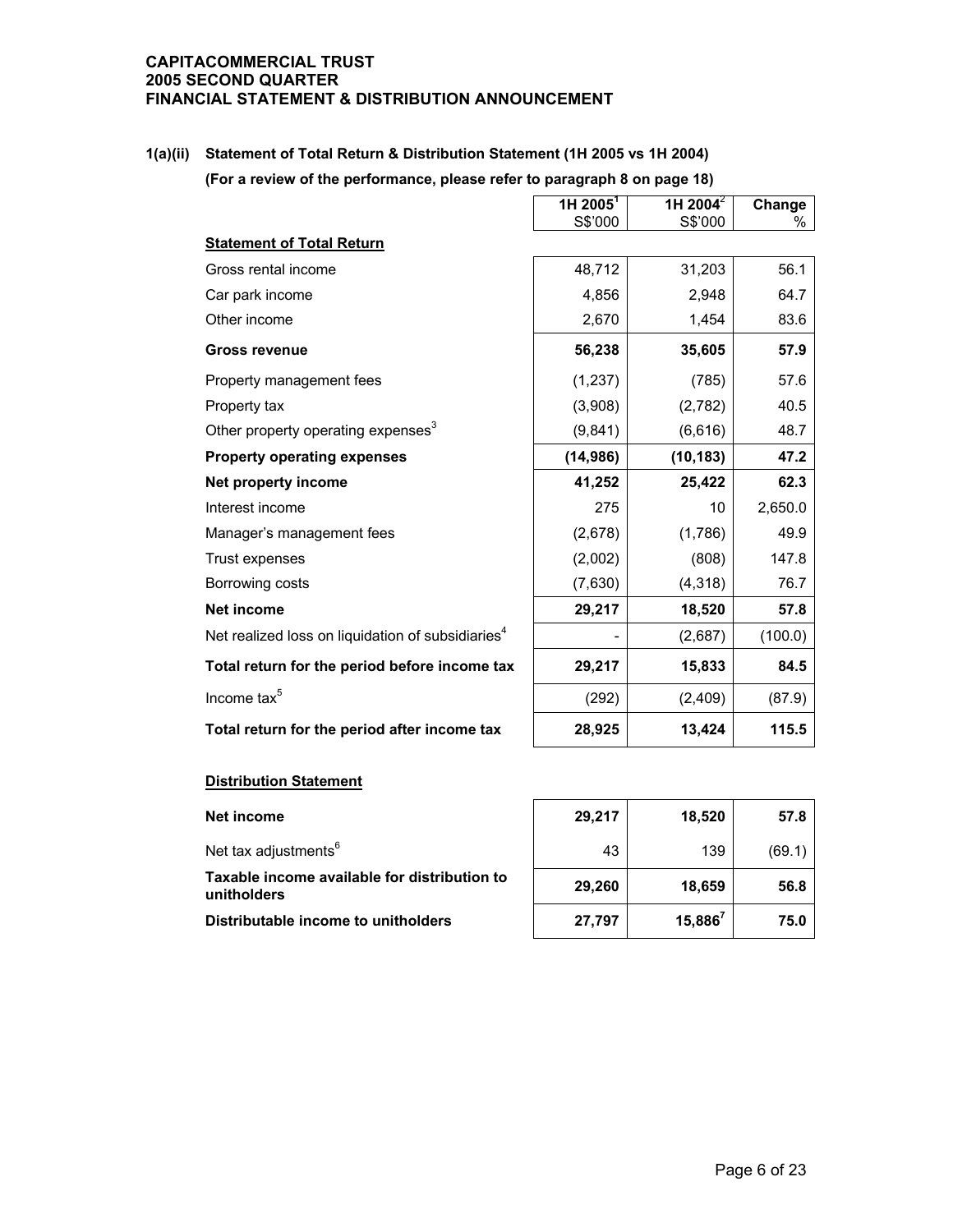**CAPITACOMMERCIAL TRUST**
**2005 SECOND QUARTER**
**FINANCIAL STATEMENT & DISTRIBUTION ANNOUNCEMENT**

## 1(a)(ii) Statement of Total Return & Distribution Statement (1H 2005 vs 1H 2004)

**(For a review of the performance, please refer to paragraph 8 on page 18)**

| | 1H 2005[1] S$'000 | 1H 2004[2] S$'000 | Change % |
|---|---|---|---|
| **Statement of Total Return** | | | |
| Gross rental income | 48,712 | 31,203 | 56.1 |
| Car park income | 4,856 | 2,948 | 64.7 |
| Other income | 2,670 | 1,454 | 83.6 |
| **Gross revenue** | **56,238** | **35,605** | **57.9** |
| Property management fees | (1,237) | (785) | 57.6 |
| Property tax | (3,908) | (2,782) | 40.5 |
| Other property operating expenses[3] | (9,841) | (6,616) | 48.7 |
| **Property operating expenses** | **(14,986)** | **(10,183)** | **47.2** |
| **Net property income** | **41,252** | **25,422** | **62.3** |
| Interest income | 275 | 10 | 2,650.0 |
| Manager's management fees | (2,678) | (1,786) | 49.9 |
| Trust expenses | (2,002) | (808) | 147.8 |
| Borrowing costs | (7,630) | (4,318) | 76.7 |
| **Net income** | **29,217** | **18,520** | **57.8** |
| Net realized loss on liquidation of subsidiaries[4] | - | (2,687) | (100.0) |
| **Total return for the period before income tax** | **29,217** | **15,833** | **84.5** |
| Income tax[5] | (292) | (2,409) | (87.9) |
| **Total return for the period after income tax** | **28,925** | **13,424** | **115.5** |

**Distribution Statement**

| | 1H 2005 S$'000 | 1H 2004 S$'000 | Change % |
|---|---|---|---|
| **Net income** | **29,217** | **18,520** | **57.8** |
| Net tax adjustments[6] | 43 | 139 | (69.1) |
| **Taxable income available for distribution to unitholders** | **29,260** | **18,659** | **56.8** |
| **Distributable income to unitholders** | **27,797** | **15,886[7]** | **75.0** |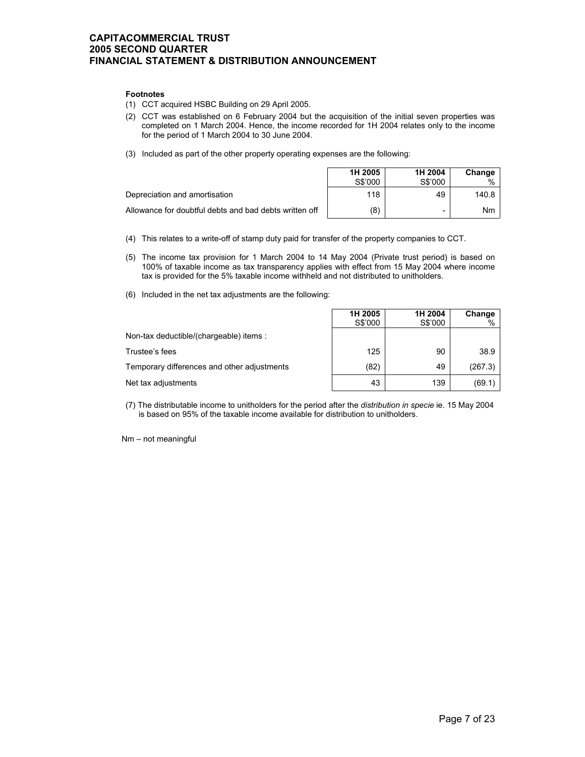**Footnotes**

(1) CCT acquired HSBC Building on 29 April 2005.

(2) CCT was established on 6 February 2004 but the acquisition of the initial seven properties was completed on 1 March 2004. Hence, the income recorded for 1H 2004 relates only to the income for the period of 1 March 2004 to 30 June 2004.

(3) Included as part of the other property operating expenses are the following:

| | 1H 2005 S$'000 | 1H 2004 S$'000 | Change % |
|---|---|---|---|
| Depreciation and amortisation | 118 | 49 | 140.8 |
| Allowance for doubtful debts and bad debts written off | (8) | - | Nm |

(4) This relates to a write-off of stamp duty paid for transfer of the property companies to CCT.

(5) The income tax provision for 1 March 2004 to 14 May 2004 (Private trust period) is based on 100% of taxable income as tax transparency applies with effect from 15 May 2004 where income tax is provided for the 5% taxable income withheld and not distributed to unitholders.

(6) Included in the net tax adjustments are the following:

| | 1H 2005 S$'000 | 1H 2004 S$'000 | Change % |
|---|---|---|---|
| Non-tax deductible/(chargeable) items : | | | |
| Trustee's fees | 125 | 90 | 38.9 |
| Temporary differences and other adjustments | (82) | 49 | (267.3) |
| Net tax adjustments | 43 | 139 | (69.1) |

(7) The distributable income to unitholders for the period after the *distribution in specie* ie. 15 May 2004 is based on 95% of the taxable income available for distribution to unitholders.

Nm – not meaningful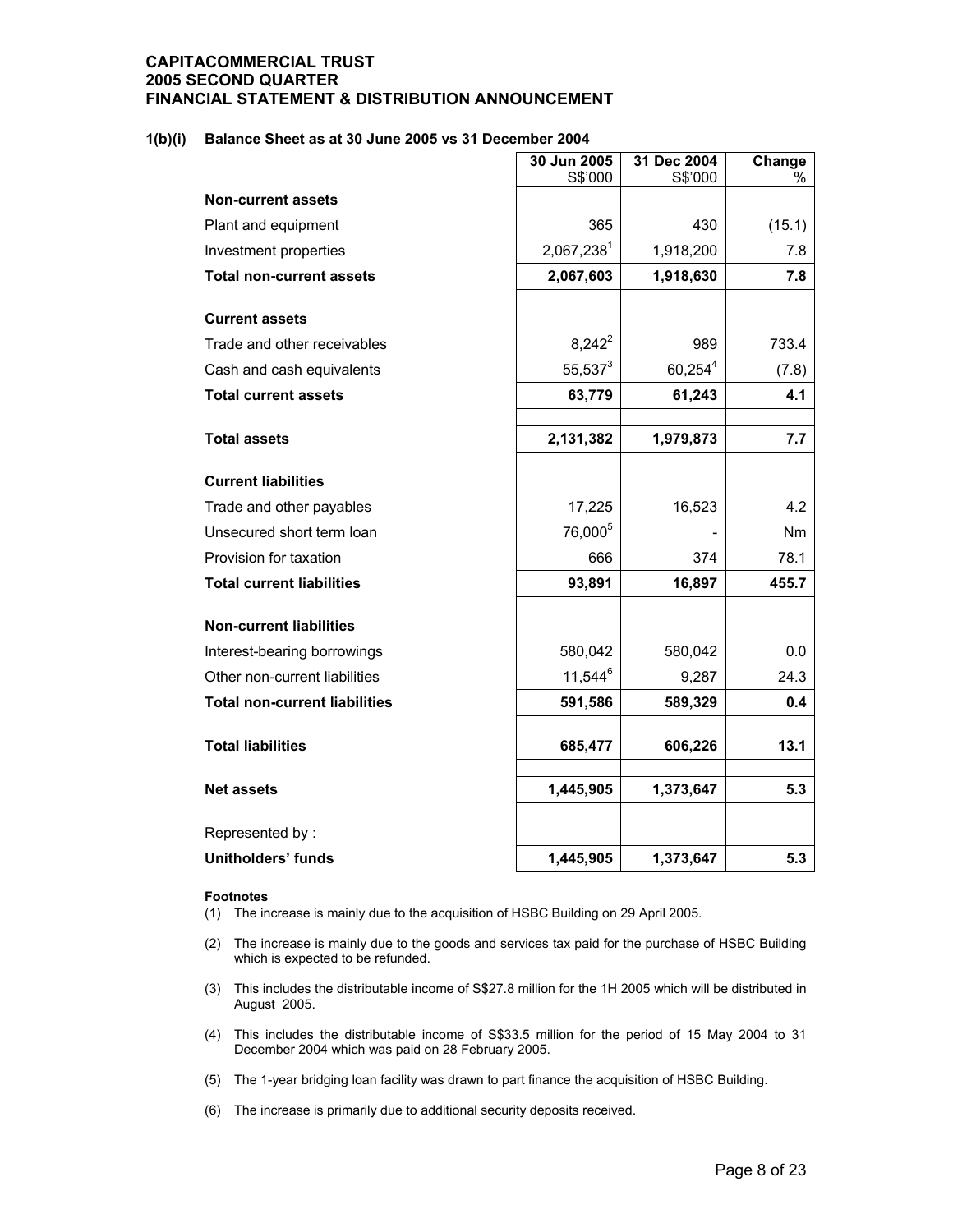**CAPITACOMMERCIAL TRUST**
**2005 SECOND QUARTER**
**FINANCIAL STATEMENT & DISTRIBUTION ANNOUNCEMENT**

### 1(b)(i) Balance Sheet as at 30 June 2005 vs 31 December 2004

| | 30 Jun 2005 S$'000 | 31 Dec 2004 S$'000 | Change % |
|---|---|---|---|
| **Non-current assets** | | | |
| Plant and equipment | 365 | 430 | (15.1) |
| Investment properties | 2,067,238[1] | 1,918,200 | 7.8 |
| **Total non-current assets** | **2,067,603** | **1,918,630** | **7.8** |
| **Current assets** | | | |
| Trade and other receivables | 8,242[2] | 989 | 733.4 |
| Cash and cash equivalents | 55,537[3] | 60,254[4] | (7.8) |
| **Total current assets** | **63,779** | **61,243** | **4.1** |
| **Total assets** | **2,131,382** | **1,979,873** | **7.7** |
| **Current liabilities** | | | |
| Trade and other payables | 17,225 | 16,523 | 4.2 |
| Unsecured short term loan | 76,000[5] | - | Nm |
| Provision for taxation | 666 | 374 | 78.1 |
| **Total current liabilities** | **93,891** | **16,897** | **455.7** |
| **Non-current liabilities** | | | |
| Interest-bearing borrowings | 580,042 | 580,042 | 0.0 |
| Other non-current liabilities | 11,544[6] | 9,287 | 24.3 |
| **Total non-current liabilities** | **591,586** | **589,329** | **0.4** |
| **Total liabilities** | **685,477** | **606,226** | **13.1** |
| **Net assets** | **1,445,905** | **1,373,647** | **5.3** |
| Represented by : | | | |
| **Unitholders' funds** | **1,445,905** | **1,373,647** | **5.3** |

**Footnotes**

(1) The increase is mainly due to the acquisition of HSBC Building on 29 April 2005.

(2) The increase is mainly due to the goods and services tax paid for the purchase of HSBC Building which is expected to be refunded.

(3) This includes the distributable income of S$27.8 million for the 1H 2005 which will be distributed in August 2005.

(4) This includes the distributable income of S$33.5 million for the period of 15 May 2004 to 31 December 2004 which was paid on 28 February 2005.

(5) The 1-year bridging loan facility was drawn to part finance the acquisition of HSBC Building.

(6) The increase is primarily due to additional security deposits received.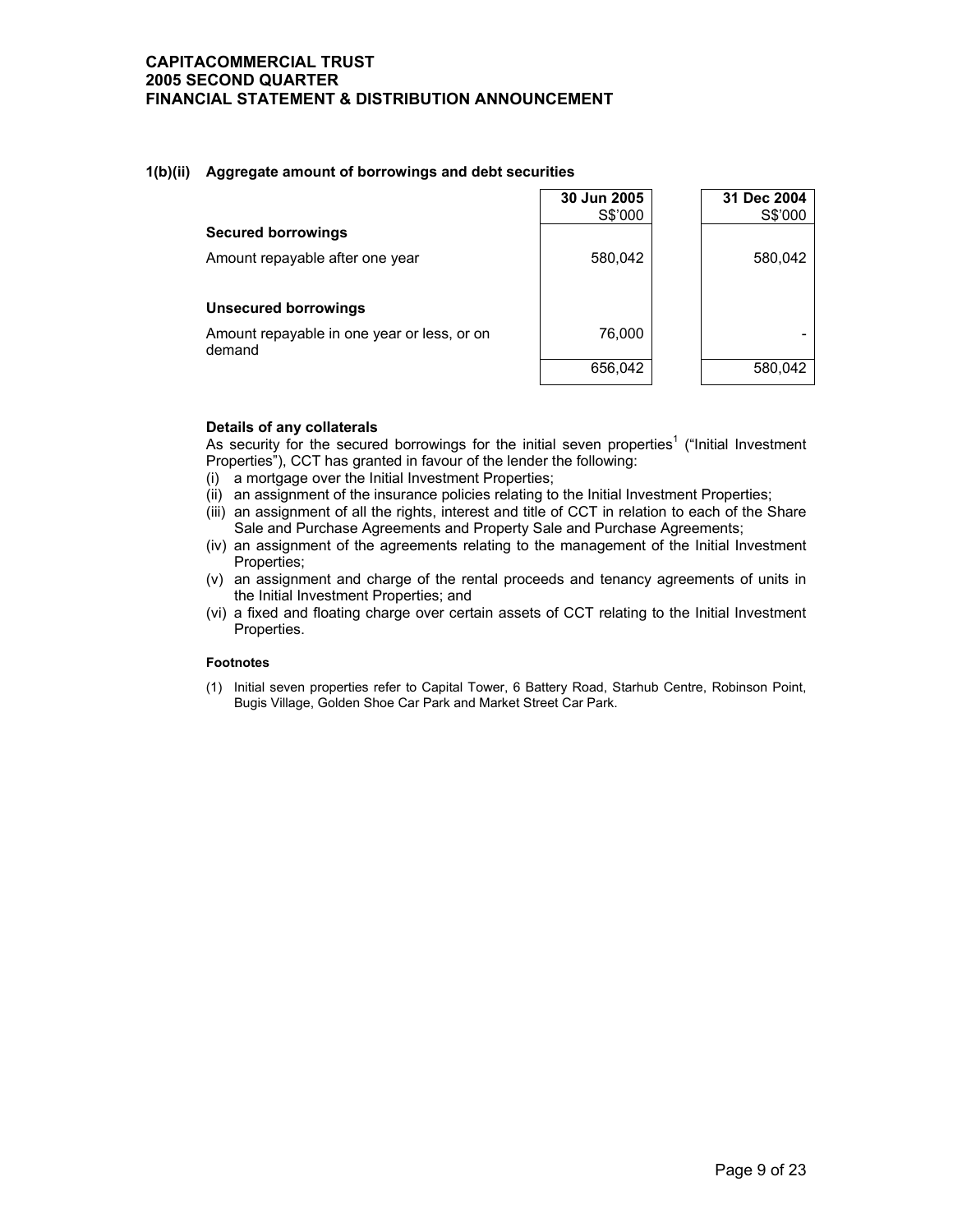### 1(b)(ii) Aggregate amount of borrowings and debt securities

| | 30 Jun 2005<br>S$'000 | 31 Dec 2004<br>S$'000 |
|---|---|---|
| **Secured borrowings** | | |
| Amount repayable after one year | 580,042 | 580,042 |
| **Unsecured borrowings** | | |
| Amount repayable in one year or less, or on demand | 76,000 | - |
| | 656,042 | 580,042 |

**Details of any collaterals**

As security for the secured borrowings for the initial seven properties[1] ("Initial Investment Properties"), CCT has granted in favour of the lender the following:

(i) a mortgage over the Initial Investment Properties;
(ii) an assignment of the insurance policies relating to the Initial Investment Properties;
(iii) an assignment of all the rights, interest and title of CCT in relation to each of the Share Sale and Purchase Agreements and Property Sale and Purchase Agreements;
(iv) an assignment of the agreements relating to the management of the Initial Investment Properties;
(v) an assignment and charge of the rental proceeds and tenancy agreements of units in the Initial Investment Properties; and
(vi) a fixed and floating charge over certain assets of CCT relating to the Initial Investment Properties.

**Footnotes**

(1) Initial seven properties refer to Capital Tower, 6 Battery Road, Starhub Centre, Robinson Point, Bugis Village, Golden Shoe Car Park and Market Street Car Park.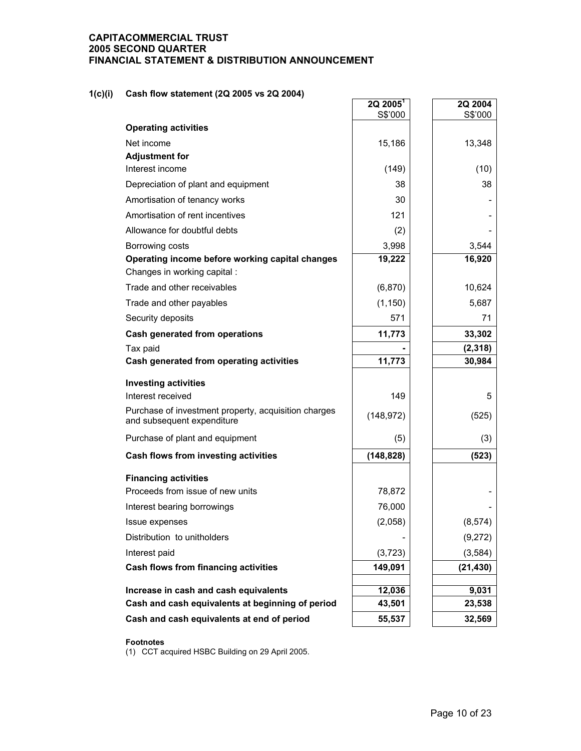**CAPITACOMMERCIAL TRUST**
**2005 SECOND QUARTER**
**FINANCIAL STATEMENT & DISTRIBUTION ANNOUNCEMENT**

### 1(c)(i) Cash flow statement (2Q 2005 vs 2Q 2004)

| | 2Q 2005[1] S$'000 | 2Q 2004 S$'000 |
|---|---|---|
| **Operating activities** | | |
| Net income | 15,186 | 13,348 |
| **Adjustment for** | | |
| Interest income | (149) | (10) |
| Depreciation of plant and equipment | 38 | 38 |
| Amortisation of tenancy works | 30 | - |
| Amortisation of rent incentives | 121 | - |
| Allowance for doubtful debts | (2) | - |
| Borrowing costs | 3,998 | 3,544 |
| **Operating income before working capital changes** | **19,222** | **16,920** |
| Changes in working capital : | | |
| Trade and other receivables | (6,870) | 10,624 |
| Trade and other payables | (1,150) | 5,687 |
| Security deposits | 571 | 71 |
| **Cash generated from operations** | **11,773** | **33,302** |
| Tax paid | **-** | **(2,318)** |
| **Cash generated from operating activities** | **11,773** | **30,984** |
| **Investing activities** | | |
| Interest received | 149 | 5 |
| Purchase of investment property, acquisition charges and subsequent expenditure | (148,972) | (525) |
| Purchase of plant and equipment | (5) | (3) |
| **Cash flows from investing activities** | **(148,828)** | **(523)** |
| **Financing activities** | | |
| Proceeds from issue of new units | 78,872 | - |
| Interest bearing borrowings | 76,000 | - |
| Issue expenses | (2,058) | (8,574) |
| Distribution to unitholders | - | (9,272) |
| Interest paid | (3,723) | (3,584) |
| **Cash flows from financing activities** | **149,091** | **(21,430)** |
| **Increase in cash and cash equivalents** | **12,036** | **9,031** |
| **Cash and cash equivalents at beginning of period** | **43,501** | **23,538** |
| **Cash and cash equivalents at end of period** | **55,537** | **32,569** |

**Footnotes**

(1) CCT acquired HSBC Building on 29 April 2005.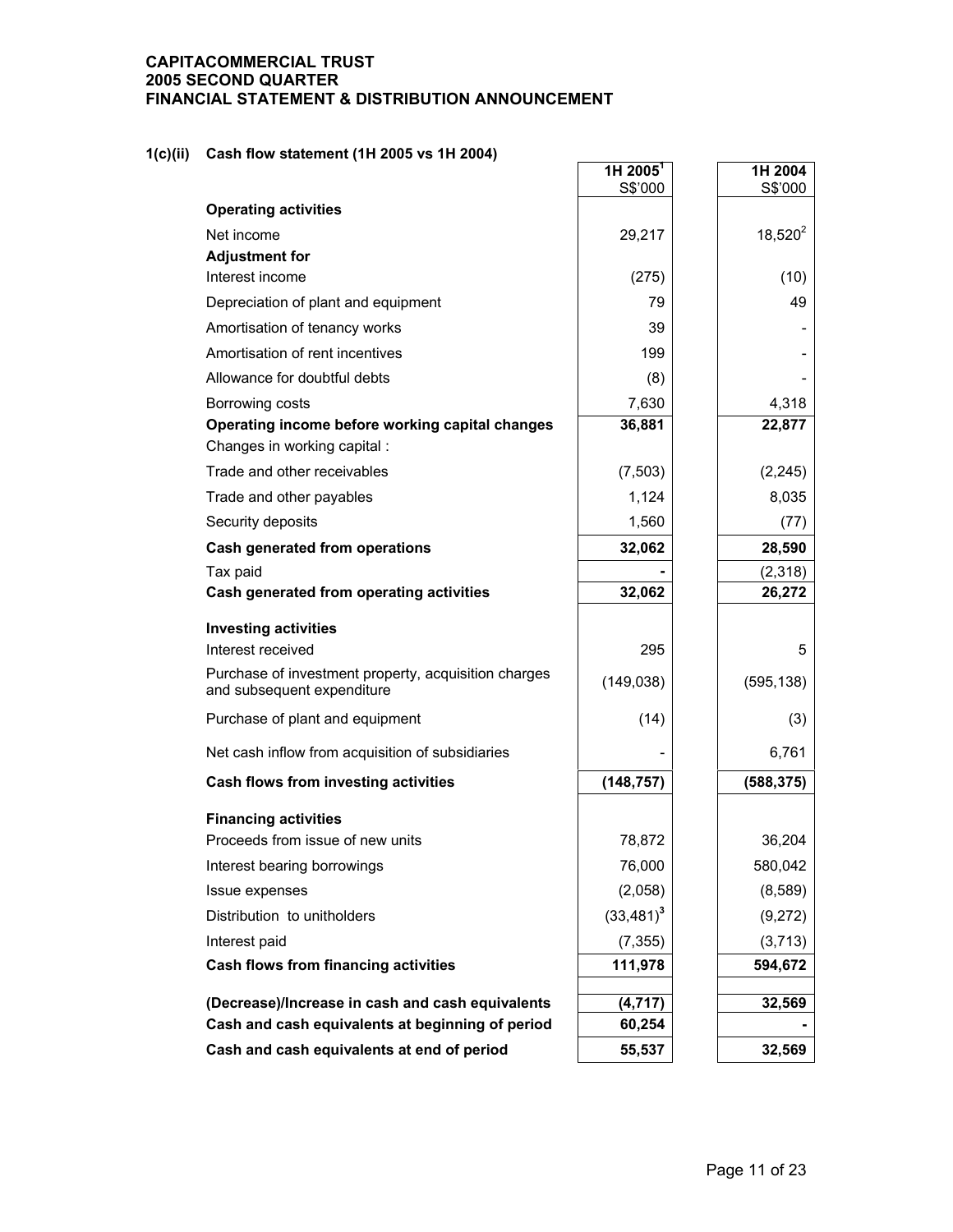**CAPITACOMMERCIAL TRUST**
**2005 SECOND QUARTER**
**FINANCIAL STATEMENT & DISTRIBUTION ANNOUNCEMENT**

### 1(c)(ii) Cash flow statement (1H 2005 vs 1H 2004)

| | 1H 2005[1] S$'000 | 1H 2004 S$'000 |
|---|---|---|
| **Operating activities** | | |
| Net income | 29,217 | 18,520[2] |
| **Adjustment for** | | |
| Interest income | (275) | (10) |
| Depreciation of plant and equipment | 79 | 49 |
| Amortisation of tenancy works | 39 | - |
| Amortisation of rent incentives | 199 | - |
| Allowance for doubtful debts | (8) | - |
| Borrowing costs | 7,630 | 4,318 |
| **Operating income before working capital changes** | **36,881** | **22,877** |
| Changes in working capital : | | |
| Trade and other receivables | (7,503) | (2,245) |
| Trade and other payables | 1,124 | 8,035 |
| Security deposits | 1,560 | (77) |
| **Cash generated from operations** | **32,062** | **28,590** |
| Tax paid | - | (2,318) |
| **Cash generated from operating activities** | **32,062** | **26,272** |
| **Investing activities** | | |
| Interest received | 295 | 5 |
| Purchase of investment property, acquisition charges and subsequent expenditure | (149,038) | (595,138) |
| Purchase of plant and equipment | (14) | (3) |
| Net cash inflow from acquisition of subsidiaries | - | 6,761 |
| **Cash flows from investing activities** | **(148,757)** | **(588,375)** |
| **Financing activities** | | |
| Proceeds from issue of new units | 78,872 | 36,204 |
| Interest bearing borrowings | 76,000 | 580,042 |
| Issue expenses | (2,058) | (8,589) |
| Distribution to unitholders | (33,481)[3] | (9,272) |
| Interest paid | (7,355) | (3,713) |
| **Cash flows from financing activities** | **111,978** | **594,672** |
| **(Decrease)/Increase in cash and cash equivalents** | **(4,717)** | **32,569** |
| **Cash and cash equivalents at beginning of period** | **60,254** | **-** |
| **Cash and cash equivalents at end of period** | **55,537** | **32,569** |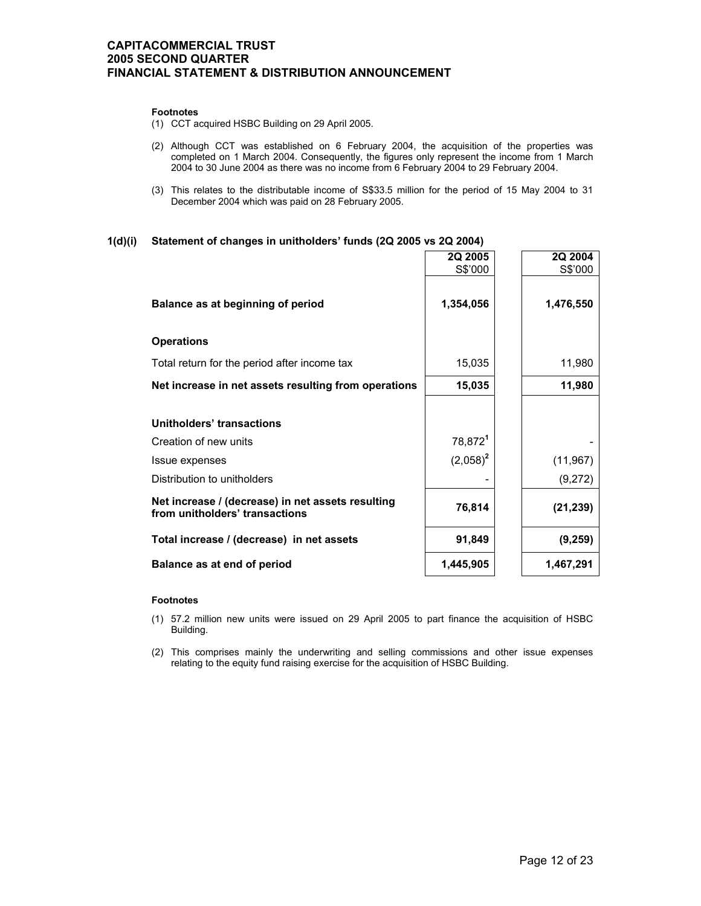**Footnotes**

(1) CCT acquired HSBC Building on 29 April 2005.

(2) Although CCT was established on 6 February 2004, the acquisition of the properties was completed on 1 March 2004. Consequently, the figures only represent the income from 1 March 2004 to 30 June 2004 as there was no income from 6 February 2004 to 29 February 2004.

(3) This relates to the distributable income of S$33.5 million for the period of 15 May 2004 to 31 December 2004 which was paid on 28 February 2005.

### 1(d)(i) Statement of changes in unitholders' funds (2Q 2005 vs 2Q 2004)

| | 2Q 2005<br>S$'000 | 2Q 2004<br>S$'000 |
|---|---|---|
| **Balance as at beginning of period** | **1,354,056** | **1,476,550** |
| **Operations** | | |
| Total return for the period after income tax | 15,035 | 11,980 |
| **Net increase in net assets resulting from operations** | **15,035** | **11,980** |
| **Unitholders' transactions** | | |
| Creation of new units | 78,872[1] | - |
| Issue expenses | (2,058)[2] | (11,967) |
| Distribution to unitholders | - | (9,272) |
| **Net increase / (decrease) in net assets resulting from unitholders' transactions** | **76,814** | **(21,239)** |
| **Total increase / (decrease) in net assets** | **91,849** | **(9,259)** |
| **Balance as at end of period** | **1,445,905** | **1,467,291** |

**Footnotes**

(1) 57.2 million new units were issued on 29 April 2005 to part finance the acquisition of HSBC Building.

(2) This comprises mainly the underwriting and selling commissions and other issue expenses relating to the equity fund raising exercise for the acquisition of HSBC Building.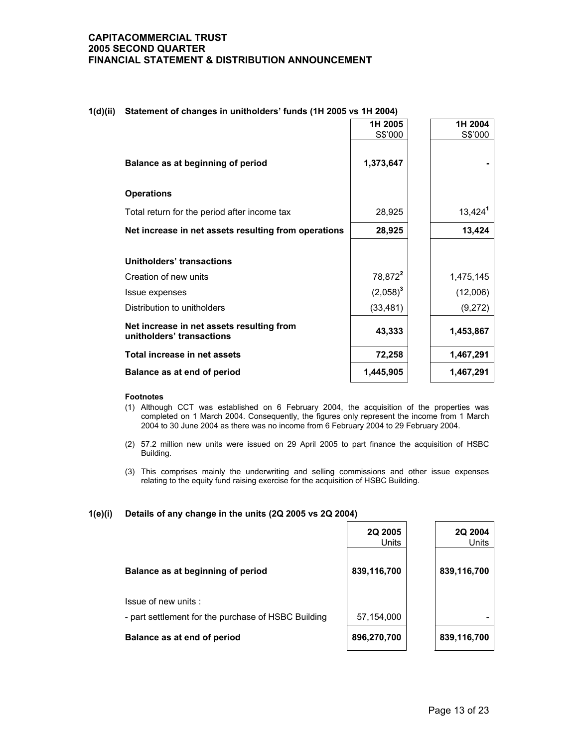#### 1(d)(ii) Statement of changes in unitholders' funds (1H 2005 vs 1H 2004)

| | 1H 2005 S$'000 | 1H 2004 S$'000 |
|---|---|---|
| **Balance as at beginning of period** | **1,373,647** | **-** |
| **Operations** | | |
| Total return for the period after income tax | 28,925 | 13,424[1] |
| **Net increase in net assets resulting from operations** | **28,925** | **13,424** |
| **Unitholders' transactions** | | |
| Creation of new units | 78,872[2] | 1,475,145 |
| Issue expenses | (2,058)[3] | (12,006) |
| Distribution to unitholders | (33,481) | (9,272) |
| **Net increase in net assets resulting from unitholders' transactions** | **43,333** | **1,453,867** |
| **Total increase in net assets** | **72,258** | **1,467,291** |
| **Balance as at end of period** | **1,445,905** | **1,467,291** |

**Footnotes**

(1) Although CCT was established on 6 February 2004, the acquisition of the properties was completed on 1 March 2004. Consequently, the figures only represent the income from 1 March 2004 to 30 June 2004 as there was no income from 6 February 2004 to 29 February 2004.

(2) 57.2 million new units were issued on 29 April 2005 to part finance the acquisition of HSBC Building.

(3) This comprises mainly the underwriting and selling commissions and other issue expenses relating to the equity fund raising exercise for the acquisition of HSBC Building.

#### 1(e)(i) Details of any change in the units (2Q 2005 vs 2Q 2004)

| | 2Q 2005 Units | 2Q 2004 Units |
|---|---|---|
| **Balance as at beginning of period** | **839,116,700** | **839,116,700** |
| Issue of new units : | | |
| - part settlement for the purchase of HSBC Building | 57,154,000 | - |
| **Balance as at end of period** | **896,270,700** | **839,116,700** |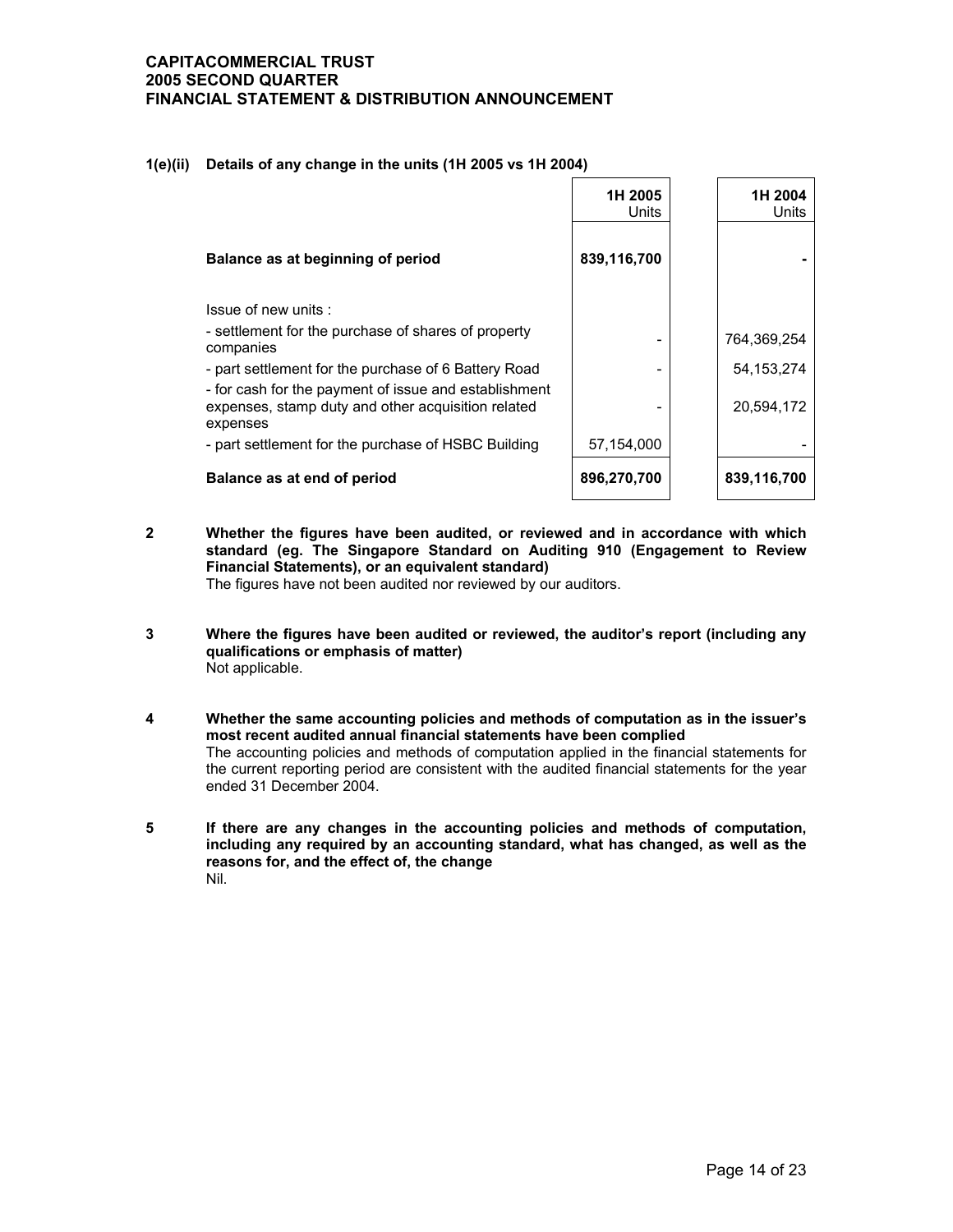**1(e)(ii) Details of any change in the units (1H 2005 vs 1H 2004)**

| | 1H 2005 Units | 1H 2004 Units |
|---|---|---|
| **Balance as at beginning of period** | **839,116,700** | **-** |
| Issue of new units : | | |
| - settlement for the purchase of shares of property companies | - | 764,369,254 |
| - part settlement for the purchase of 6 Battery Road | - | 54,153,274 |
| - for cash for the payment of issue and establishment expenses, stamp duty and other acquisition related expenses | - | 20,594,172 |
| - part settlement for the purchase of HSBC Building | 57,154,000 | - |
| **Balance as at end of period** | **896,270,700** | **839,116,700** |

**2 Whether the figures have been audited, or reviewed and in accordance with which standard (eg. The Singapore Standard on Auditing 910 (Engagement to Review Financial Statements), or an equivalent standard)**

The figures have not been audited nor reviewed by our auditors.

**3 Where the figures have been audited or reviewed, the auditor's report (including any qualifications or emphasis of matter)**

Not applicable.

**4 Whether the same accounting policies and methods of computation as in the issuer's most recent audited annual financial statements have been complied**

The accounting policies and methods of computation applied in the financial statements for the current reporting period are consistent with the audited financial statements for the year ended 31 December 2004.

**5 If there are any changes in the accounting policies and methods of computation, including any required by an accounting standard, what has changed, as well as the reasons for, and the effect of, the change**

Nil.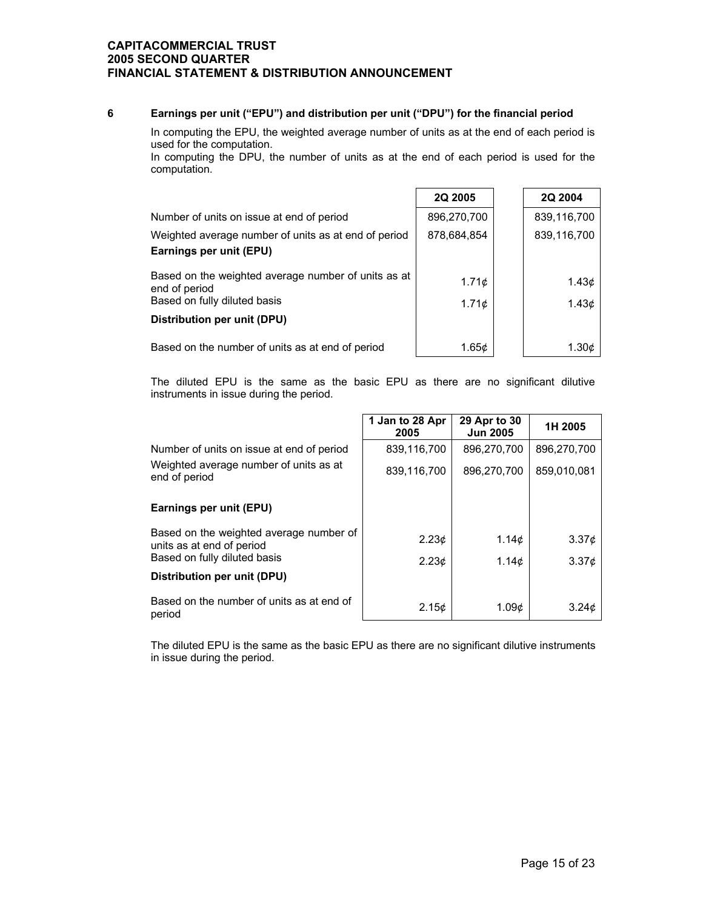## 6 Earnings per unit ("EPU") and distribution per unit ("DPU") for the financial period

In computing the EPU, the weighted average number of units as at the end of each period is used for the computation.
In computing the DPU, the number of units as at the end of each period is used for the computation.

| | 2Q 2005 | 2Q 2004 |
|---|---|---|
| Number of units on issue at end of period | 896,270,700 | 839,116,700 |
| Weighted average number of units as at end of period | 878,684,854 | 839,116,700 |
| **Earnings per unit (EPU)** | | |
| Based on the weighted average number of units as at end of period | 1.71¢ | 1.43¢ |
| Based on fully diluted basis | 1.71¢ | 1.43¢ |
| **Distribution per unit (DPU)** | | |
| Based on the number of units as at end of period | 1.65¢ | 1.30¢ |

The diluted EPU is the same as the basic EPU as there are no significant dilutive instruments in issue during the period.

| | 1 Jan to 28 Apr 2005 | 29 Apr to 30 Jun 2005 | 1H 2005 |
|---|---|---|---|
| Number of units on issue at end of period | 839,116,700 | 896,270,700 | 896,270,700 |
| Weighted average number of units as at end of period | 839,116,700 | 896,270,700 | 859,010,081 |
| **Earnings per unit (EPU)** | | | |
| Based on the weighted average number of units as at end of period | 2.23¢ | 1.14¢ | 3.37¢ |
| Based on fully diluted basis | 2.23¢ | 1.14¢ | 3.37¢ |
| **Distribution per unit (DPU)** | | | |
| Based on the number of units as at end of period | 2.15¢ | 1.09¢ | 3.24¢ |

The diluted EPU is the same as the basic EPU as there are no significant dilutive instruments in issue during the period.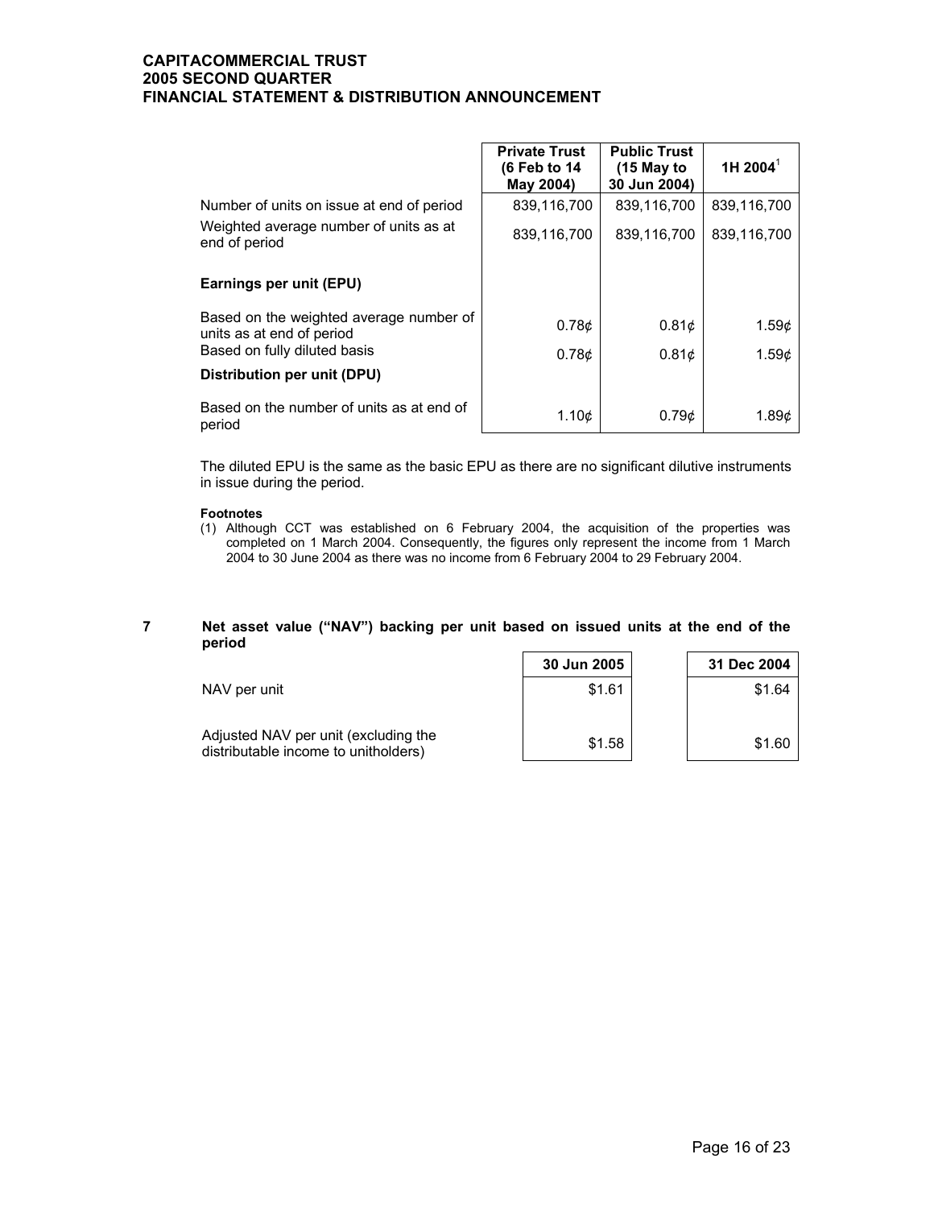| | Private Trust (6 Feb to 14 May 2004) | Public Trust (15 May to 30 Jun 2004) | 1H 2004[1] |
|---|---|---|---|
| Number of units on issue at end of period | 839,116,700 | 839,116,700 | 839,116,700 |
| Weighted average number of units as at end of period | 839,116,700 | 839,116,700 | 839,116,700 |
| **Earnings per unit (EPU)** | | | |
| Based on the weighted average number of units as at end of period | 0.78¢ | 0.81¢ | 1.59¢ |
| Based on fully diluted basis | 0.78¢ | 0.81¢ | 1.59¢ |
| **Distribution per unit (DPU)** | | | |
| Based on the number of units as at end of period | 1.10¢ | 0.79¢ | 1.89¢ |

The diluted EPU is the same as the basic EPU as there are no significant dilutive instruments in issue during the period.

**Footnotes**

(1) Although CCT was established on 6 February 2004, the acquisition of the properties was completed on 1 March 2004. Consequently, the figures only represent the income from 1 March 2004 to 30 June 2004 as there was no income from 6 February 2004 to 29 February 2004.

## 7 Net asset value ("NAV") backing per unit based on issued units at the end of the period

| | 30 Jun 2005 | 31 Dec 2004 |
|---|---|---|
| NAV per unit | $1.61 | $1.64 |
| Adjusted NAV per unit (excluding the distributable income to unitholders) | $1.58 | $1.60 |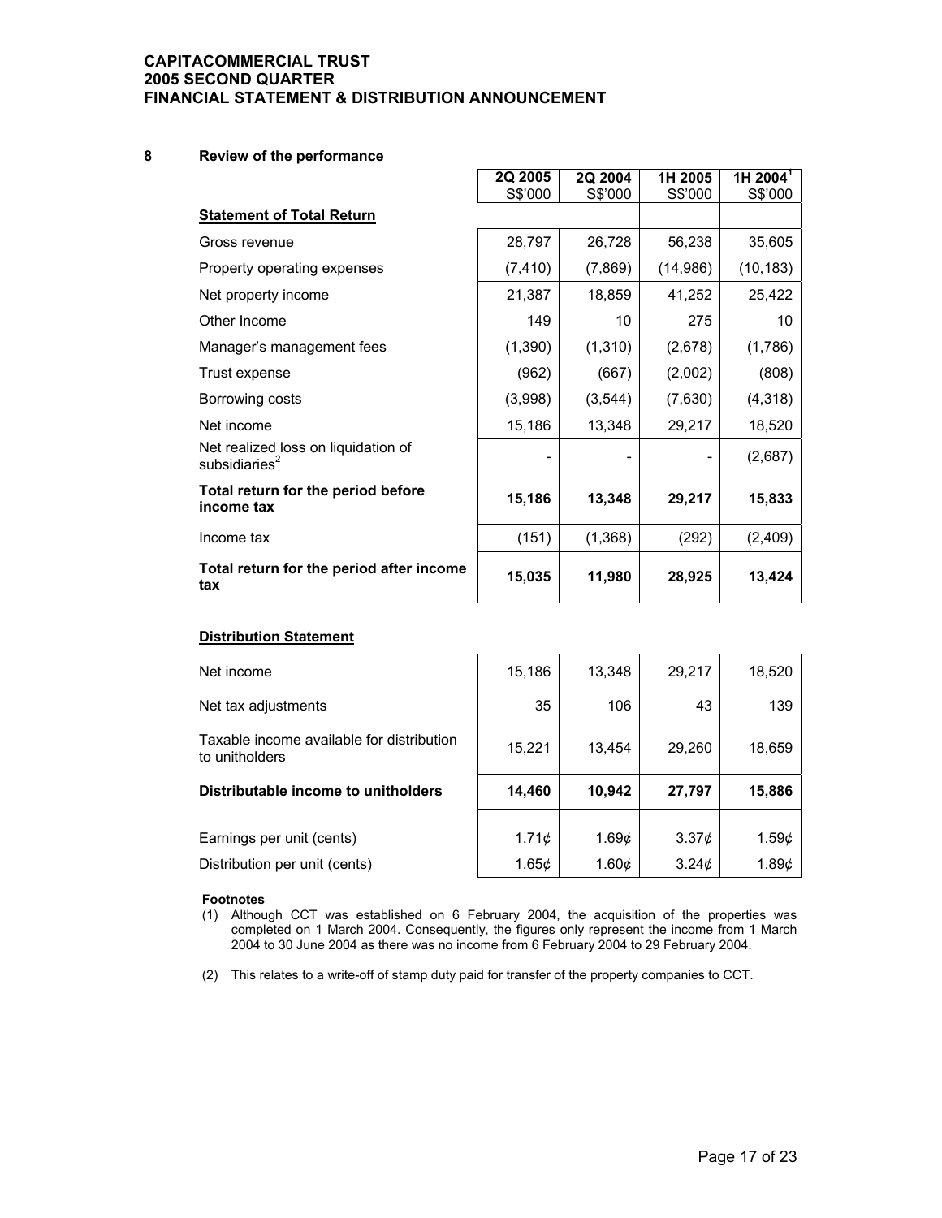## 8 Review of the performance

| | 2Q 2005 S$'000 | 2Q 2004 S$'000 | 1H 2005 S$'000 | 1H 2004[1] S$'000 |
|---|---|---|---|---|
| **Statement of Total Return** | | | | |
| Gross revenue | 28,797 | 26,728 | 56,238 | 35,605 |
| Property operating expenses | (7,410) | (7,869) | (14,986) | (10,183) |
| Net property income | 21,387 | 18,859 | 41,252 | 25,422 |
| Other Income | 149 | 10 | 275 | 10 |
| Manager's management fees | (1,390) | (1,310) | (2,678) | (1,786) |
| Trust expense | (962) | (667) | (2,002) | (808) |
| Borrowing costs | (3,998) | (3,544) | (7,630) | (4,318) |
| Net income | 15,186 | 13,348 | 29,217 | 18,520 |
| Net realized loss on liquidation of subsidiaries[2] | - | - | - | (2,687) |
| **Total return for the period before income tax** | **15,186** | **13,348** | **29,217** | **15,833** |
| Income tax | (151) | (1,368) | (292) | (2,409) |
| **Total return for the period after income tax** | **15,035** | **11,980** | **28,925** | **13,424** |

**Distribution Statement**

| | 2Q 2005 S$'000 | 2Q 2004 S$'000 | 1H 2005 S$'000 | 1H 2004[1] S$'000 |
|---|---|---|---|---|
| Net income | 15,186 | 13,348 | 29,217 | 18,520 |
| Net tax adjustments | 35 | 106 | 43 | 139 |
| Taxable income available for distribution to unitholders | 15,221 | 13,454 | 29,260 | 18,659 |
| **Distributable income to unitholders** | **14,460** | **10,942** | **27,797** | **15,886** |
| Earnings per unit (cents) | 1.71¢ | 1.69¢ | 3.37¢ | 1.59¢ |
| Distribution per unit (cents) | 1.65¢ | 1.60¢ | 3.24¢ | 1.89¢ |

**Footnotes**

(1) Although CCT was established on 6 February 2004, the acquisition of the properties was completed on 1 March 2004. Consequently, the figures only represent the income from 1 March 2004 to 30 June 2004 as there was no income from 6 February 2004 to 29 February 2004.

(2) This relates to a write-off of stamp duty paid for transfer of the property companies to CCT.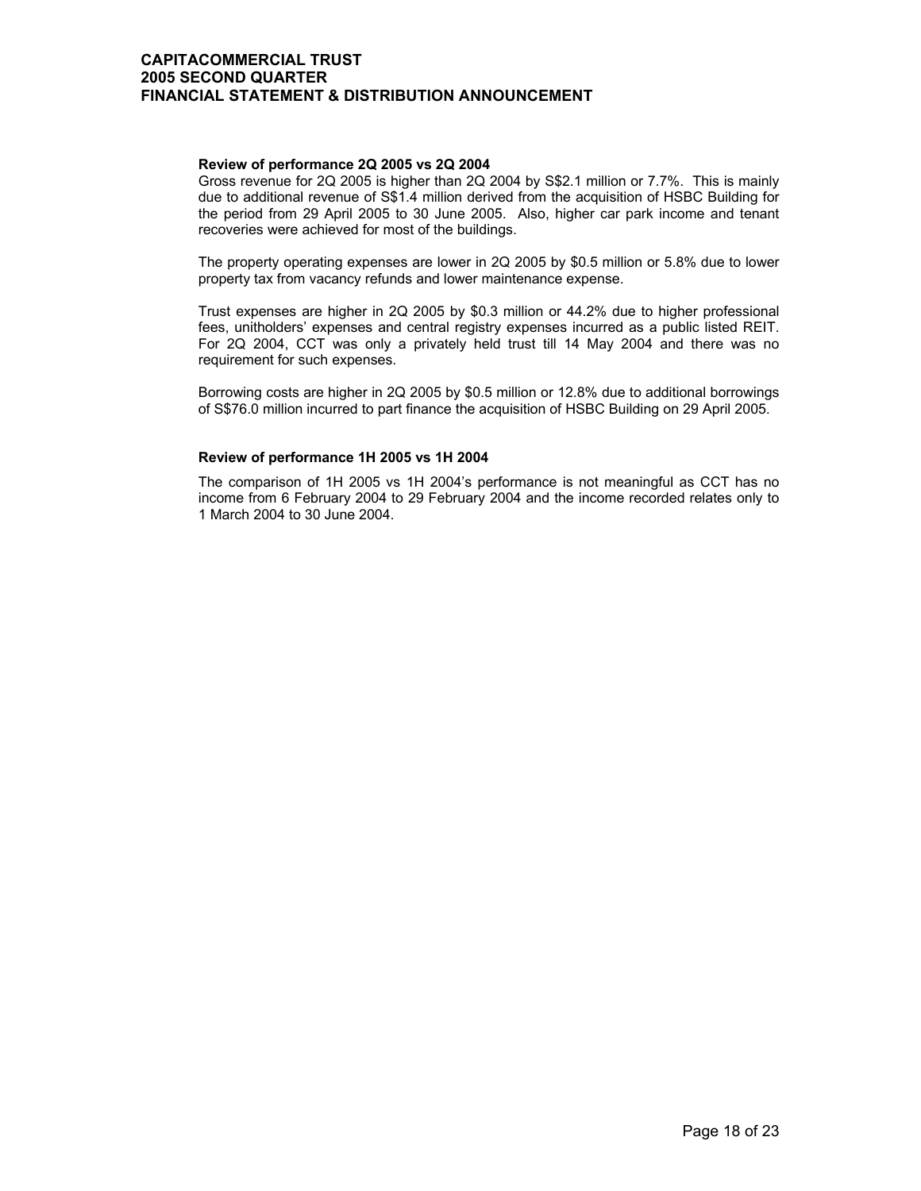**Review of performance 2Q 2005 vs 2Q 2004**

Gross revenue for 2Q 2005 is higher than 2Q 2004 by S$2.1 million or 7.7%. This is mainly due to additional revenue of S$1.4 million derived from the acquisition of HSBC Building for the period from 29 April 2005 to 30 June 2005. Also, higher car park income and tenant recoveries were achieved for most of the buildings.

The property operating expenses are lower in 2Q 2005 by $0.5 million or 5.8% due to lower property tax from vacancy refunds and lower maintenance expense.

Trust expenses are higher in 2Q 2005 by $0.3 million or 44.2% due to higher professional fees, unitholders' expenses and central registry expenses incurred as a public listed REIT. For 2Q 2004, CCT was only a privately held trust till 14 May 2004 and there was no requirement for such expenses.

Borrowing costs are higher in 2Q 2005 by $0.5 million or 12.8% due to additional borrowings of S$76.0 million incurred to part finance the acquisition of HSBC Building on 29 April 2005.

**Review of performance 1H 2005 vs 1H 2004**

The comparison of 1H 2005 vs 1H 2004's performance is not meaningful as CCT has no income from 6 February 2004 to 29 February 2004 and the income recorded relates only to 1 March 2004 to 30 June 2004.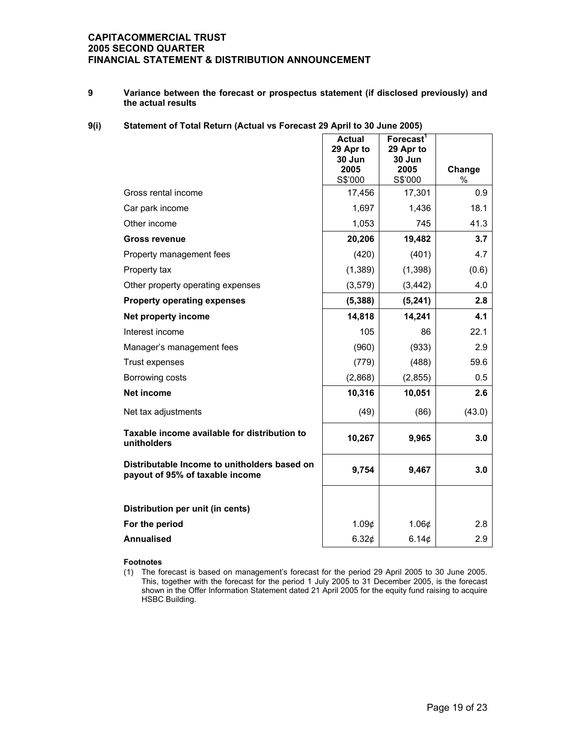## 9 Variance between the forecast or prospectus statement (if disclosed previously) and the actual results

### 9(i) Statement of Total Return (Actual vs Forecast 29 April to 30 June 2005)

| | Actual 29 Apr to 30 Jun 2005 S$'000 | Forecast[1] 29 Apr to 30 Jun 2005 S$'000 | Change % |
|---|---|---|---|
| Gross rental income | 17,456 | 17,301 | 0.9 |
| Car park income | 1,697 | 1,436 | 18.1 |
| Other income | 1,053 | 745 | 41.3 |
| **Gross revenue** | **20,206** | **19,482** | **3.7** |
| Property management fees | (420) | (401) | 4.7 |
| Property tax | (1,389) | (1,398) | (0.6) |
| Other property operating expenses | (3,579) | (3,442) | 4.0 |
| **Property operating expenses** | **(5,388)** | **(5,241)** | **2.8** |
| **Net property income** | **14,818** | **14,241** | **4.1** |
| Interest income | 105 | 86 | 22.1 |
| Manager's management fees | (960) | (933) | 2.9 |
| Trust expenses | (779) | (488) | 59.6 |
| Borrowing costs | (2,868) | (2,855) | 0.5 |
| **Net income** | **10,316** | **10,051** | **2.6** |
| Net tax adjustments | (49) | (86) | (43.0) |
| **Taxable income available for distribution to unitholders** | **10,267** | **9,965** | **3.0** |
| **Distributable Income to unitholders based on payout of 95% of taxable income** | **9,754** | **9,467** | **3.0** |
| | | | |
| **Distribution per unit (in cents)** | | | |
| **For the period** | 1.09¢ | 1.06¢ | 2.8 |
| **Annualised** | 6.32¢ | 6.14¢ | 2.9 |

**Footnotes**

(1) The forecast is based on management's forecast for the period 29 April 2005 to 30 June 2005. This, together with the forecast for the period 1 July 2005 to 31 December 2005, is the forecast shown in the Offer Information Statement dated 21 April 2005 for the equity fund raising to acquire HSBC Building.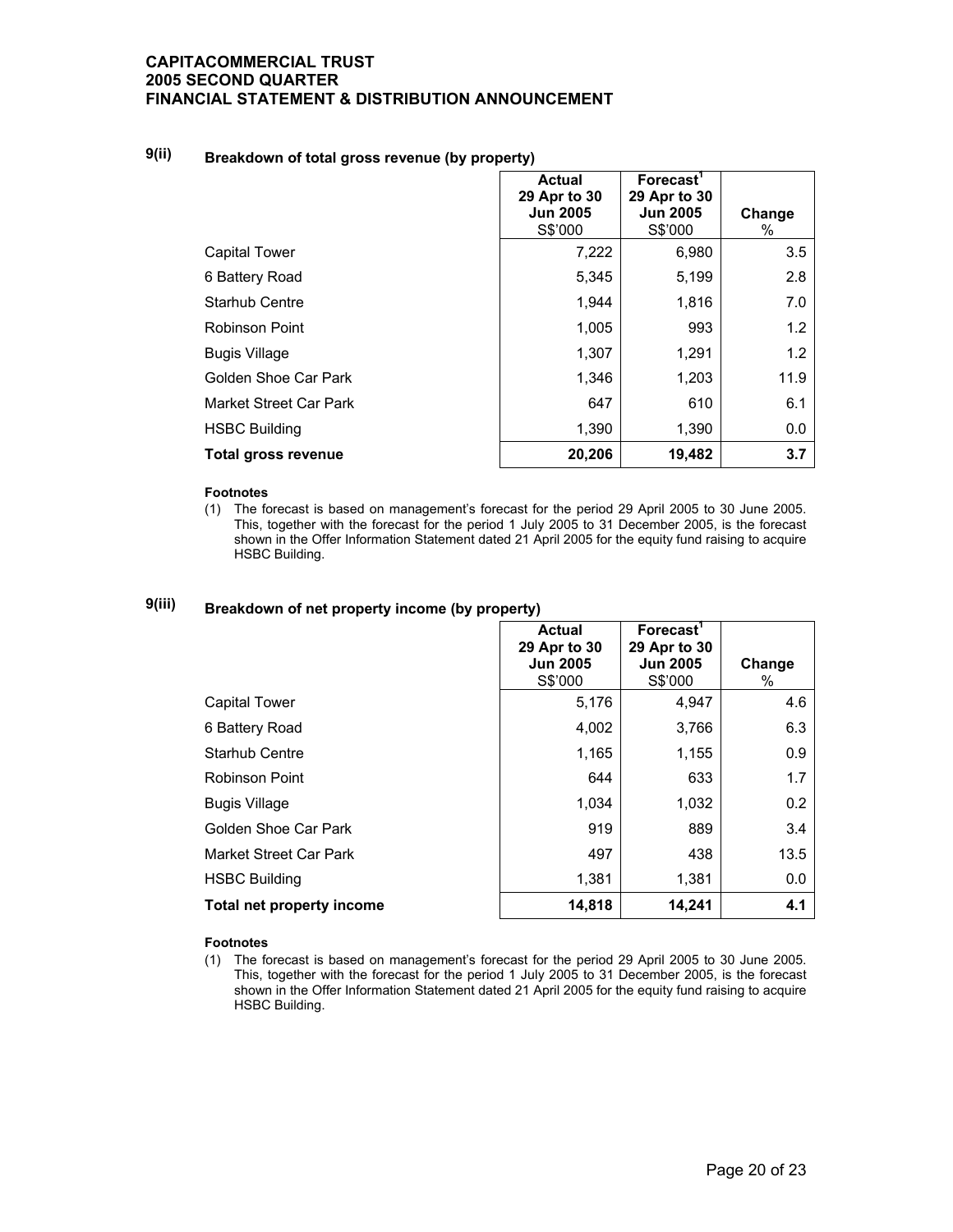## 9(ii) Breakdown of total gross revenue (by property)

| | Actual 29 Apr to 30 Jun 2005 S$'000 | Forecast[1] 29 Apr to 30 Jun 2005 S$'000 | Change % |
|---|---|---|---|
| Capital Tower | 7,222 | 6,980 | 3.5 |
| 6 Battery Road | 5,345 | 5,199 | 2.8 |
| Starhub Centre | 1,944 | 1,816 | 7.0 |
| Robinson Point | 1,005 | 993 | 1.2 |
| Bugis Village | 1,307 | 1,291 | 1.2 |
| Golden Shoe Car Park | 1,346 | 1,203 | 11.9 |
| Market Street Car Park | 647 | 610 | 6.1 |
| HSBC Building | 1,390 | 1,390 | 0.0 |
| **Total gross revenue** | **20,206** | **19,482** | **3.7** |

**Footnotes**

(1) The forecast is based on management's forecast for the period 29 April 2005 to 30 June 2005. This, together with the forecast for the period 1 July 2005 to 31 December 2005, is the forecast shown in the Offer Information Statement dated 21 April 2005 for the equity fund raising to acquire HSBC Building.

## 9(iii) Breakdown of net property income (by property)

| | Actual 29 Apr to 30 Jun 2005 S$'000 | Forecast[1] 29 Apr to 30 Jun 2005 S$'000 | Change % |
|---|---|---|---|
| Capital Tower | 5,176 | 4,947 | 4.6 |
| 6 Battery Road | 4,002 | 3,766 | 6.3 |
| Starhub Centre | 1,165 | 1,155 | 0.9 |
| Robinson Point | 644 | 633 | 1.7 |
| Bugis Village | 1,034 | 1,032 | 0.2 |
| Golden Shoe Car Park | 919 | 889 | 3.4 |
| Market Street Car Park | 497 | 438 | 13.5 |
| HSBC Building | 1,381 | 1,381 | 0.0 |
| **Total net property income** | **14,818** | **14,241** | **4.1** |

**Footnotes**

(1) The forecast is based on management's forecast for the period 29 April 2005 to 30 June 2005. This, together with the forecast for the period 1 July 2005 to 31 December 2005, is the forecast shown in the Offer Information Statement dated 21 April 2005 for the equity fund raising to acquire HSBC Building.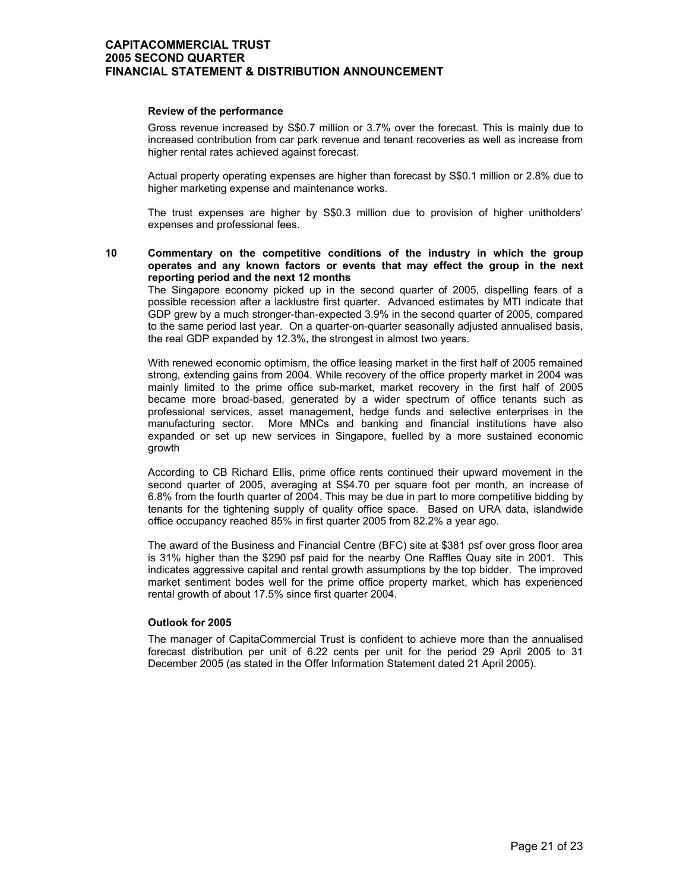#### Review of the performance

Gross revenue increased by S$0.7 million or 3.7% over the forecast. This is mainly due to increased contribution from car park revenue and tenant recoveries as well as increase from higher rental rates achieved against forecast.

Actual property operating expenses are higher than forecast by S$0.1 million or 2.8% due to higher marketing expense and maintenance works.

The trust expenses are higher by S$0.3 million due to provision of higher unitholders' expenses and professional fees.

## 10 Commentary on the competitive conditions of the industry in which the group operates and any known factors or events that may effect the group in the next reporting period and the next 12 months

The Singapore economy picked up in the second quarter of 2005, dispelling fears of a possible recession after a lacklustre first quarter. Advanced estimates by MTI indicate that GDP grew by a much stronger-than-expected 3.9% in the second quarter of 2005, compared to the same period last year. On a quarter-on-quarter seasonally adjusted annualised basis, the real GDP expanded by 12.3%, the strongest in almost two years.

With renewed economic optimism, the office leasing market in the first half of 2005 remained strong, extending gains from 2004. While recovery of the office property market in 2004 was mainly limited to the prime office sub-market, market recovery in the first half of 2005 became more broad-based, generated by a wider spectrum of office tenants such as professional services, asset management, hedge funds and selective enterprises in the manufacturing sector. More MNCs and banking and financial institutions have also expanded or set up new services in Singapore, fuelled by a more sustained economic growth

According to CB Richard Ellis, prime office rents continued their upward movement in the second quarter of 2005, averaging at S$4.70 per square foot per month, an increase of 6.8% from the fourth quarter of 2004. This may be due in part to more competitive bidding by tenants for the tightening supply of quality office space. Based on URA data, islandwide office occupancy reached 85% in first quarter 2005 from 82.2% a year ago.

The award of the Business and Financial Centre (BFC) site at $381 psf over gross floor area is 31% higher than the $290 psf paid for the nearby One Raffles Quay site in 2001. This indicates aggressive capital and rental growth assumptions by the top bidder. The improved market sentiment bodes well for the prime office property market, which has experienced rental growth of about 17.5% since first quarter 2004.

#### Outlook for 2005

The manager of CapitaCommercial Trust is confident to achieve more than the annualised forecast distribution per unit of 6.22 cents per unit for the period 29 April 2005 to 31 December 2005 (as stated in the Offer Information Statement dated 21 April 2005).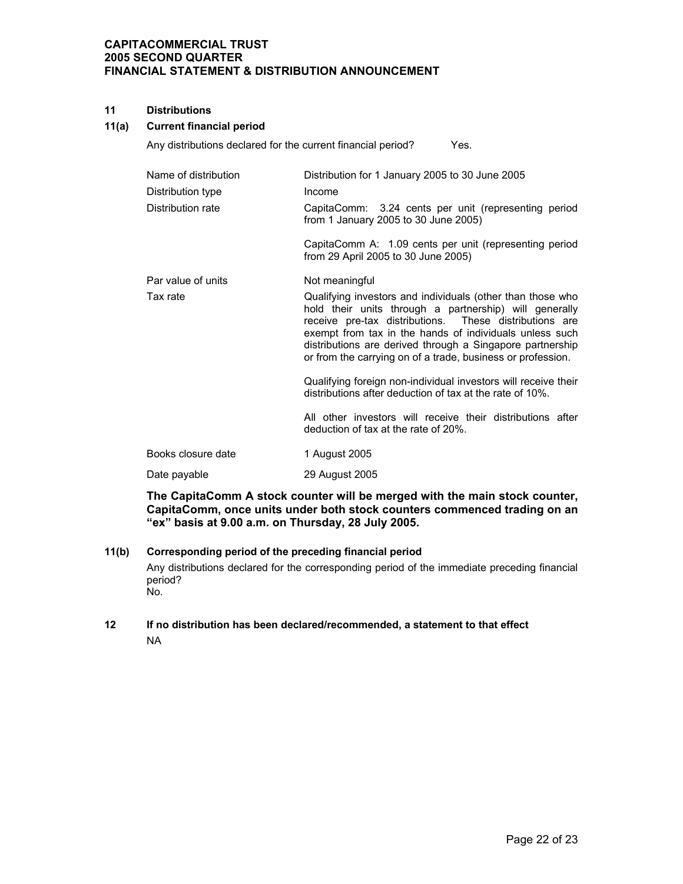## 11 Distributions

### 11(a) Current financial period

Any distributions declared for the current financial period? Yes.

| | |
|---|---|
| Name of distribution | Distribution for 1 January 2005 to 30 June 2005 |
| Distribution type | Income |
| Distribution rate | CapitaComm: 3.24 cents per unit (representing period from 1 January 2005 to 30 June 2005)<br><br>CapitaComm A: 1.09 cents per unit (representing period from 29 April 2005 to 30 June 2005) |
| Par value of units | Not meaningful |
| Tax rate | Qualifying investors and individuals (other than those who hold their units through a partnership) will generally receive pre-tax distributions. These distributions are exempt from tax in the hands of individuals unless such distributions are derived through a Singapore partnership or from the carrying on of a trade, business or profession.<br><br>Qualifying foreign non-individual investors will receive their distributions after deduction of tax at the rate of 10%.<br><br>All other investors will receive their distributions after deduction of tax at the rate of 20%. |
| Books closure date | 1 August 2005 |
| Date payable | 29 August 2005 |

**The CapitaComm A stock counter will be merged with the main stock counter, CapitaComm, once units under both stock counters commenced trading on an "ex" basis at 9.00 a.m. on Thursday, 28 July 2005.**

### 11(b) Corresponding period of the preceding financial period

Any distributions declared for the corresponding period of the immediate preceding financial period?
No.

## 12 If no distribution has been declared/recommended, a statement to that effect

NA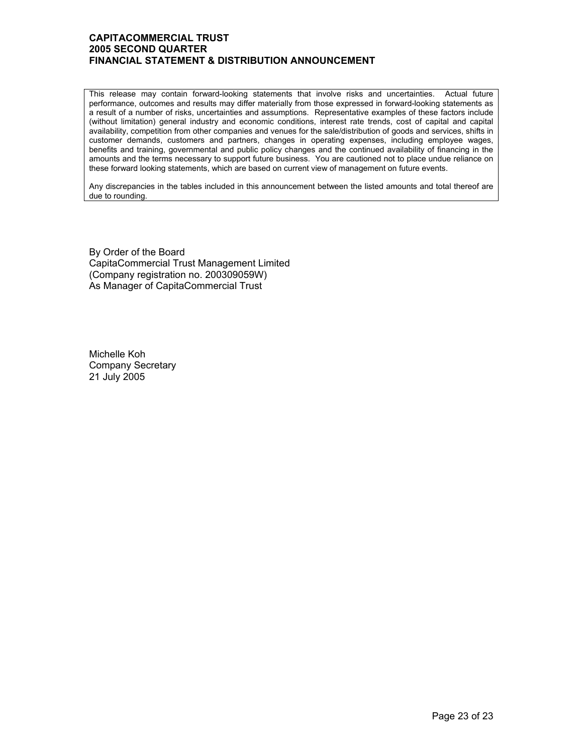This release may contain forward-looking statements that involve risks and uncertainties. Actual future performance, outcomes and results may differ materially from those expressed in forward-looking statements as a result of a number of risks, uncertainties and assumptions. Representative examples of these factors include (without limitation) general industry and economic conditions, interest rate trends, cost of capital and capital availability, competition from other companies and venues for the sale/distribution of goods and services, shifts in customer demands, customers and partners, changes in operating expenses, including employee wages, benefits and training, governmental and public policy changes and the continued availability of financing in the amounts and the terms necessary to support future business. You are cautioned not to place undue reliance on these forward looking statements, which are based on current view of management on future events.

Any discrepancies in the tables included in this announcement between the listed amounts and total thereof are due to rounding.

By Order of the Board
CapitaCommercial Trust Management Limited
(Company registration no. 200309059W)
As Manager of CapitaCommercial Trust

Michelle Koh
Company Secretary
21 July 2005